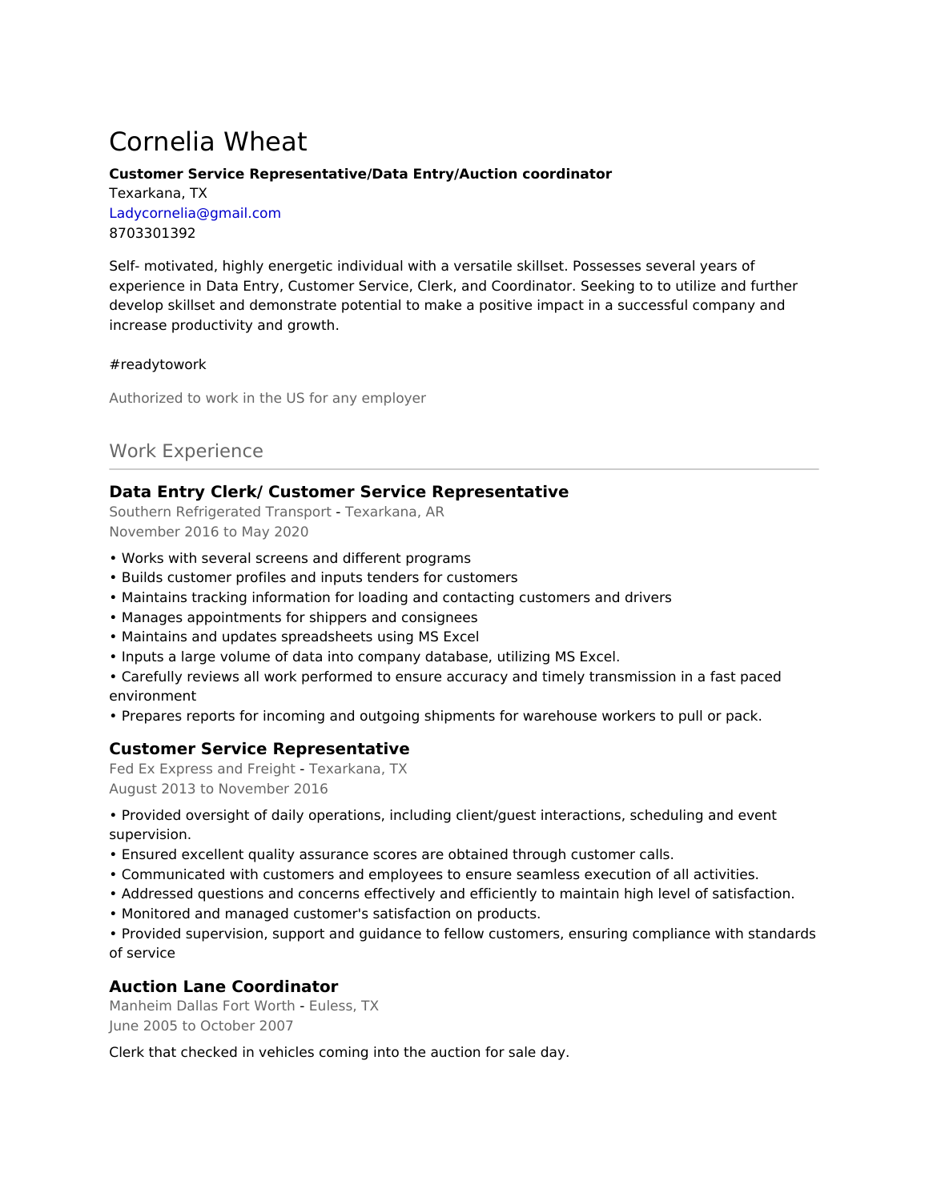# Cornelia Wheat

**Customer Service Representative/Data Entry/Auction coordinator**
Texarkana, TX
Ladycornelia@gmail.com
8703301392

Self- motivated, highly energetic individual with a versatile skillset. Possesses several years of experience in Data Entry, Customer Service, Clerk, and Coordinator. Seeking to to utilize and further develop skillset and demonstrate potential to make a positive impact in a successful company and increase productivity and growth.

#readytowork

Authorized to work in the US for any employer

## Work Experience

### Data Entry Clerk/ Customer Service Representative

Southern Refrigerated Transport - Texarkana, AR
November 2016 to May 2020

- Works with several screens and different programs
- Builds customer profiles and inputs tenders for customers
- Maintains tracking information for loading and contacting customers and drivers
- Manages appointments for shippers and consignees
- Maintains and updates spreadsheets using MS Excel
- Inputs a large volume of data into company database, utilizing MS Excel.
- Carefully reviews all work performed to ensure accuracy and timely transmission in a fast paced environment
- Prepares reports for incoming and outgoing shipments for warehouse workers to pull or pack.

### Customer Service Representative

Fed Ex Express and Freight - Texarkana, TX
August 2013 to November 2016

- Provided oversight of daily operations, including client/guest interactions, scheduling and event supervision.
- Ensured excellent quality assurance scores are obtained through customer calls.
- Communicated with customers and employees to ensure seamless execution of all activities.
- Addressed questions and concerns effectively and efficiently to maintain high level of satisfaction.
- Monitored and managed customer's satisfaction on products.
- Provided supervision, support and guidance to fellow customers, ensuring compliance with standards of service

### Auction Lane Coordinator

Manheim Dallas Fort Worth - Euless, TX
June 2005 to October 2007

Clerk that checked in vehicles coming into the auction for sale day.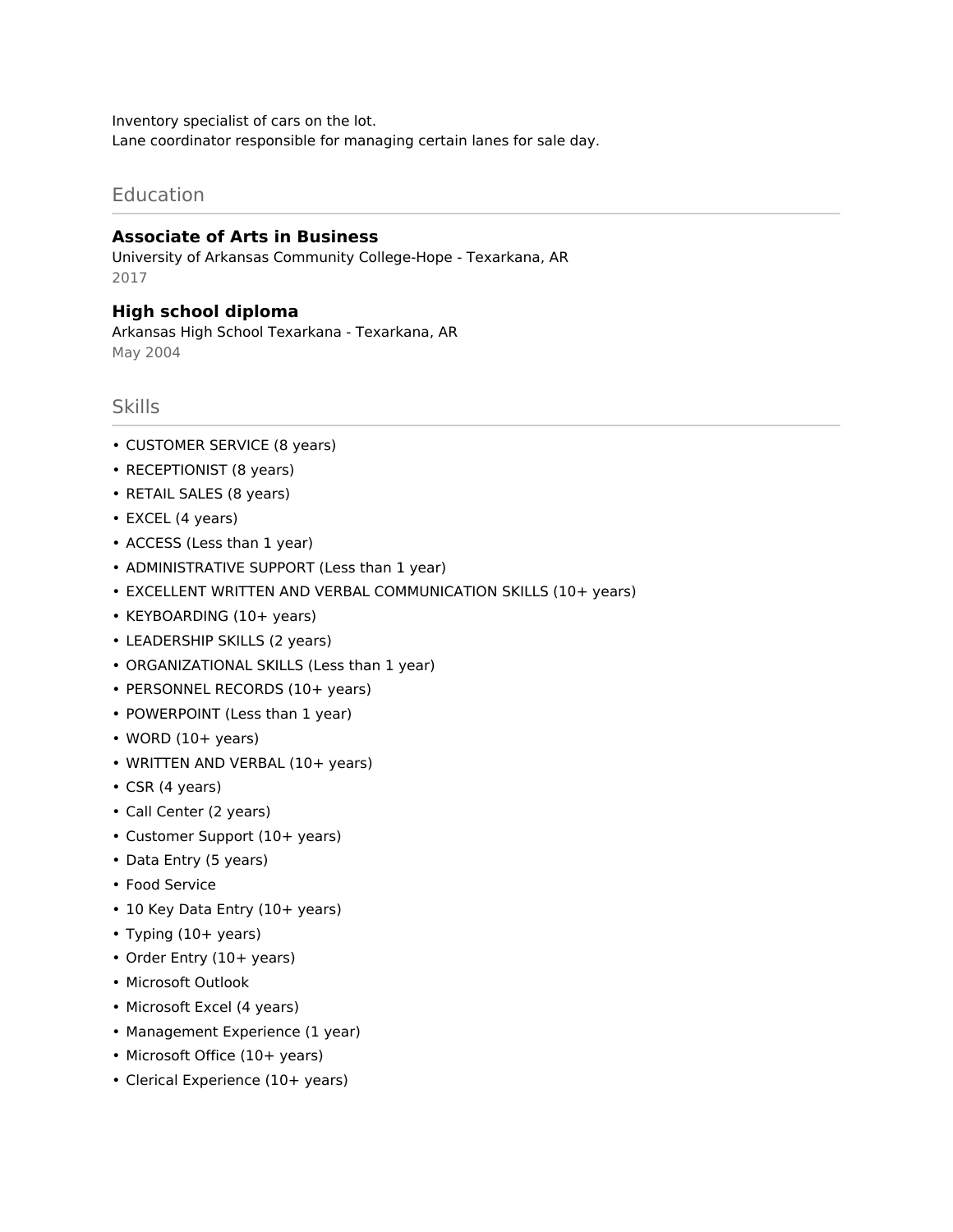Inventory specialist of cars on the lot.
Lane coordinator responsible for managing certain lanes for sale day.

## Education

**Associate of Arts in Business**
University of Arkansas Community College-Hope - Texarkana, AR
2017

**High school diploma**
Arkansas High School Texarkana - Texarkana, AR
May 2004

## Skills

- CUSTOMER SERVICE (8 years)
- RECEPTIONIST (8 years)
- RETAIL SALES (8 years)
- EXCEL (4 years)
- ACCESS (Less than 1 year)
- ADMINISTRATIVE SUPPORT (Less than 1 year)
- EXCELLENT WRITTEN AND VERBAL COMMUNICATION SKILLS (10+ years)
- KEYBOARDING (10+ years)
- LEADERSHIP SKILLS (2 years)
- ORGANIZATIONAL SKILLS (Less than 1 year)
- PERSONNEL RECORDS (10+ years)
- POWERPOINT (Less than 1 year)
- WORD (10+ years)
- WRITTEN AND VERBAL (10+ years)
- CSR (4 years)
- Call Center (2 years)
- Customer Support (10+ years)
- Data Entry (5 years)
- Food Service
- 10 Key Data Entry (10+ years)
- Typing (10+ years)
- Order Entry (10+ years)
- Microsoft Outlook
- Microsoft Excel (4 years)
- Management Experience (1 year)
- Microsoft Office (10+ years)
- Clerical Experience (10+ years)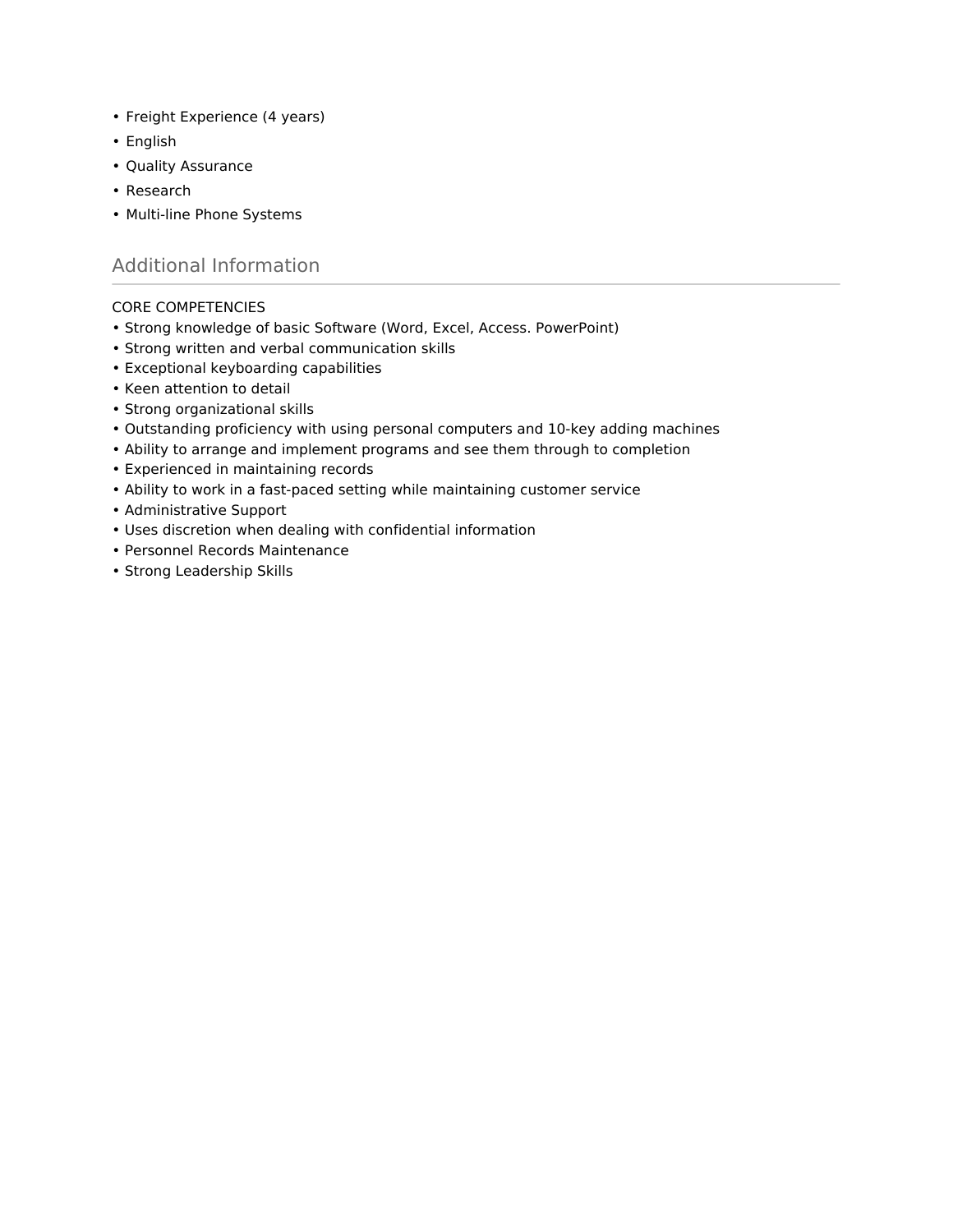- Freight Experience (4 years)
- English
- Quality Assurance
- Research
- Multi-line Phone Systems

## Additional Information

CORE COMPETENCIES

- Strong knowledge of basic Software (Word, Excel, Access. PowerPoint)
- Strong written and verbal communication skills
- Exceptional keyboarding capabilities
- Keen attention to detail
- Strong organizational skills
- Outstanding proficiency with using personal computers and 10-key adding machines
- Ability to arrange and implement programs and see them through to completion
- Experienced in maintaining records
- Ability to work in a fast-paced setting while maintaining customer service
- Administrative Support
- Uses discretion when dealing with confidential information
- Personnel Records Maintenance
- Strong Leadership Skills